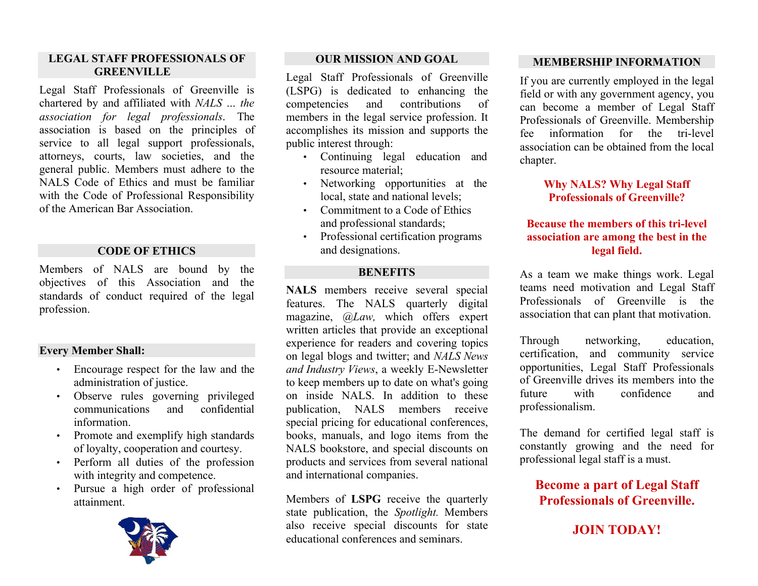## LEGAL STAFF PROFESSIONALS OF GREENVILLE

Legal Staff Professionals of Greenville is chartered by and affiliated with *NALS … the association for legal professionals*. The association is based on the principles of service to all legal support professionals, attorneys, courts, law societies, and the general public. Members must adhere to the NALS Code of Ethics and must be familiar with the Code of Professional Responsibility of the American Bar Association.

## CODE OF ETHICS

Members of NALS are bound by the objectives of this Association and the standards of conduct required of the legal profession.

### Every Member Shall:

- Encourage respect for the law and the administration of justice.
- Observe rules governing privileged communications and confidential information.
- Promote and exemplify high standards of loyalty, cooperation and courtesy.
- Perform all duties of the profession with integrity and competence.
- Pursue a high order of professional attainment.

## OUR MISSION AND GOAL

Legal Staff Professionals of Greenville (LSPG) is dedicated to enhancing the competencies and contributions of members in the legal service profession. It accomplishes its mission and supports the public interest through:

- Continuing legal education and resource material;
- Networking opportunities at the local, state and national levels;
- Commitment to a Code of Ethics and professional standards;
- Professional certification programs and designations.

## BENEFITS

**NALS** members receive several special features. The NALS quarterly digital magazine, *@Law,* which offers expert written articles that provide an exceptional experience for readers and covering topics on legal blogs and twitter; and *NALS News and Industry Views*, a weekly E-Newsletter to keep members up to date on what's going on inside NALS. In addition to these publication, NALS members receive special pricing for educational conferences, books, manuals, and logo items from the NALS bookstore, and special discounts on products and services from several national and international companies.

Members of **LSPG** receive the quarterly state publication, the *Spotlight.* Members also receive special discounts for state educational conferences and seminars.

## MEMBERSHIP INFORMATION

If you are currently employed in the legal field or with any government agency, you can become a member of Legal Staff Professionals of Greenville. Membership fee information for the tri-level association can be obtained from the local chapter.

**Why NALS? Why Legal Staff Professionals of Greenville?**

**Because the members of this tri-level association are among the best in the legal field.**

As a team we make things work. Legal teams need motivation and Legal Staff Professionals of Greenville is the association that can plant that motivation.

Through networking, education, certification, and community service opportunities, Legal Staff Professionals of Greenville drives its members into the future with confidence and professionalism.

The demand for certified legal staff is constantly growing and the need for professional legal staff is a must.

**Become a part of Legal Staff Professionals of Greenville.**

**JOIN TODAY!**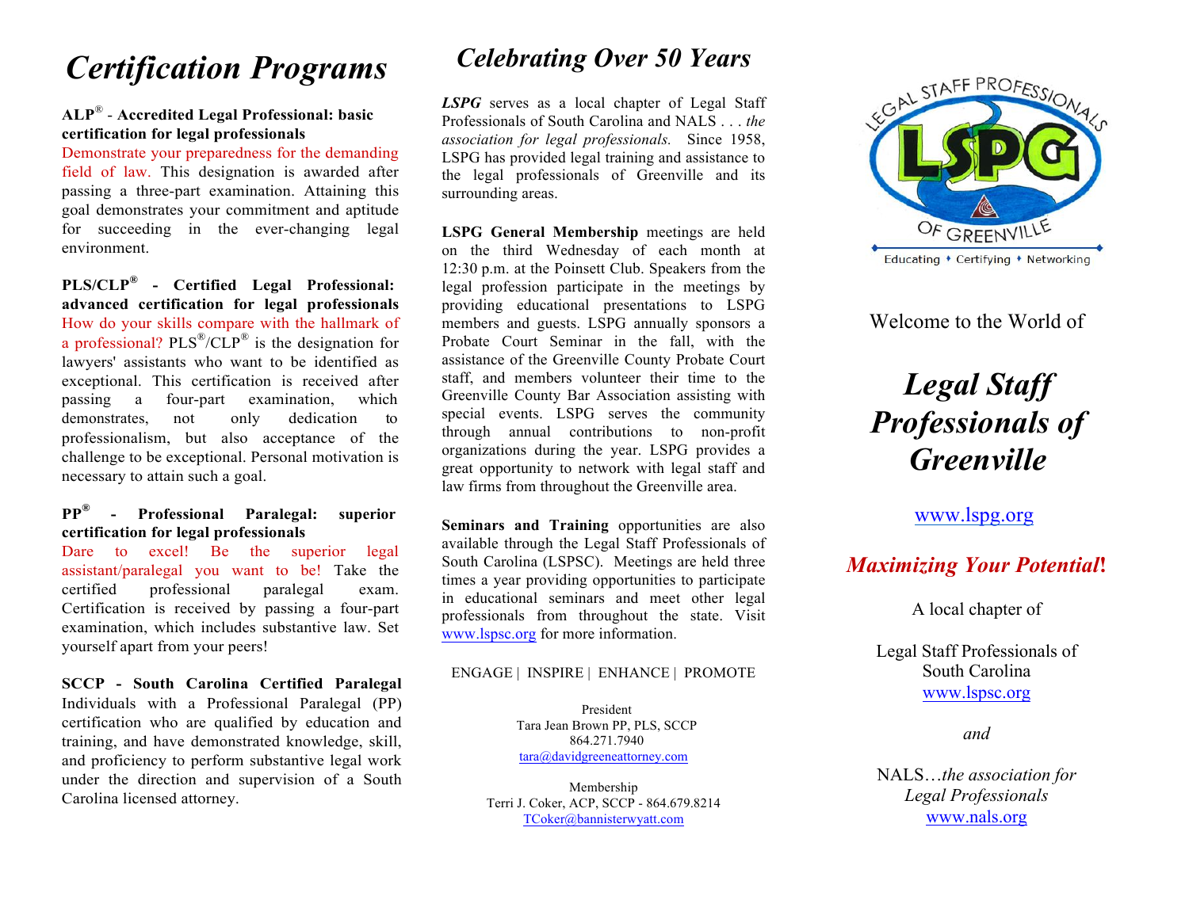# Certification Programs

**ALP® - Accredited Legal Professional: basic certification for legal professionals**
Demonstrate your preparedness for the demanding field of law. This designation is awarded after passing a three-part examination. Attaining this goal demonstrates your commitment and aptitude for succeeding in the ever-changing legal environment.

**PLS/CLP® - Certified Legal Professional: advanced certification for legal professionals**
How do your skills compare with the hallmark of a professional? PLS®/CLP® is the designation for lawyers' assistants who want to be identified as exceptional. This certification is received after passing a four-part examination, which demonstrates, not only dedication to professionalism, but also acceptance of the challenge to be exceptional. Personal motivation is necessary to attain such a goal.

**PP® - Professional Paralegal: superior certification for legal professionals**
Dare to excel! Be the superior legal assistant/paralegal you want to be! Take the certified professional paralegal exam. Certification is received by passing a four-part examination, which includes substantive law. Set yourself apart from your peers!

**SCCP - South Carolina Certified Paralegal**
Individuals with a Professional Paralegal (PP) certification who are qualified by education and training, and have demonstrated knowledge, skill, and proficiency to perform substantive legal work under the direction and supervision of a South Carolina licensed attorney.

# Celebrating Over 50 Years

***LSPG*** serves as a local chapter of Legal Staff Professionals of South Carolina and NALS . . . *the association for legal professionals.* Since 1958, LSPG has provided legal training and assistance to the legal professionals of Greenville and its surrounding areas.

**LSPG General Membership** meetings are held on the third Wednesday of each month at 12:30 p.m. at the Poinsett Club. Speakers from the legal profession participate in the meetings by providing educational presentations to LSPG members and guests. LSPG annually sponsors a Probate Court Seminar in the fall, with the assistance of the Greenville County Probate Court staff, and members volunteer their time to the Greenville County Bar Association assisting with special events. LSPG serves the community through annual contributions to non-profit organizations during the year. LSPG provides a great opportunity to network with legal staff and law firms from throughout the Greenville area.

**Seminars and Training** opportunities are also available through the Legal Staff Professionals of South Carolina (LSPSC). Meetings are held three times a year providing opportunities to participate in educational seminars and meet other legal professionals from throughout the state. Visit www.lspsc.org for more information.

ENGAGE | INSPIRE | ENHANCE | PROMOTE

President
Tara Jean Brown PP, PLS, SCCP
864.271.7940
tara@davidgreeneattorney.com

Membership
Terri J. Coker, ACP, SCCP - 864.679.8214
TCoker@bannisterwyatt.com

LEGAL STAFF PROFESSIONALS
LSPG
OF GREENVILLE
Educating • Certifying • Networking

Welcome to the World of

# *Legal Staff Professionals of Greenville*

www.lspg.org

***Maximizing Your Potential!***

A local chapter of

Legal Staff Professionals of South Carolina
www.lspsc.org

*and*

NALS…*the association for Legal Professionals*
www.nals.org